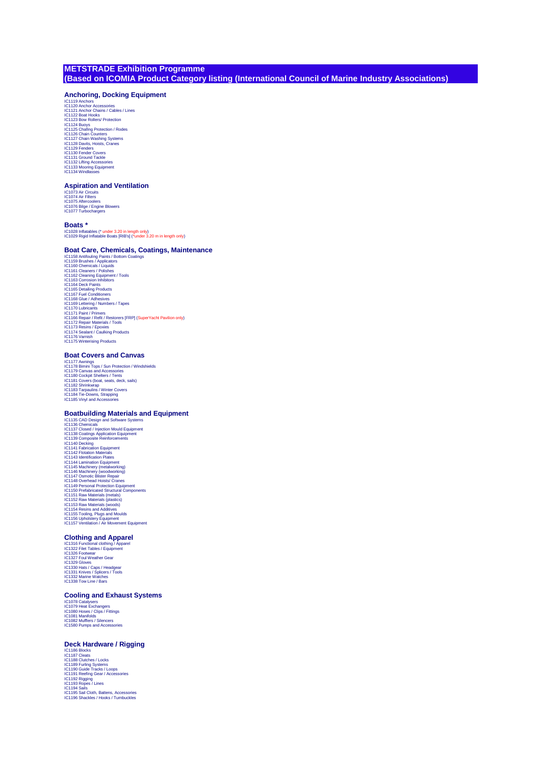# METSTRADE Exhibition Programme
# (Based on ICOMIA Product Category listing (International Council of Marine Industry Associations))

## Anchoring, Docking Equipment

IC1119 Anchors
IC1120 Anchor Accessories
IC1121 Anchor Chains / Cables / Lines
IC1122 Boat Hooks
IC1123 Bow Rollers/ Protection
IC1124 Buoys
IC1125 Chafing Protection / Rodes
IC1126 Chain Counters
IC1127 Chain Washing Systems
IC1128 Davits, Hoists, Cranes
IC1129 Fenders
IC1130 Fender Covers
IC1131 Ground Tackle
IC1132 Lifting Accessories
IC1133 Mooring Equipment
IC1134 Windlasses

## Aspiration and Ventilation

IC1073 Air Circuits
IC1074 Air Filters
IC1075 Aftercoolers
IC1076 Bilge / Engine Blowers
IC1077 Turbochargers

## Boats *

IC1028 Inflatables (* under 3.20 in length only)
IC1029 Rigid Inflatable Boats [RIB's] (*under 3.20 m in length only)

## Boat Care, Chemicals, Coatings, Maintenance

IC1158 Antifouling Paints / Bottom Coatings
IC1159 Brushes / Applicators
IC1160 Chemicals / Liquids
IC1161 Cleaners / Polishes
IC1162 Cleaning Equipment / Tools
IC1163 Corrosion Inhibitors
IC1164 Deck Paints
IC1165 Detailing Products
IC1167 Fuel Conditioners
IC1168 Glue / Adhesives
IC1169 Lettering / Numbers / Tapes
IC1170 Lubricants
IC1171 Paint / Primers
IC1166 Repair / Refit / Restorers [FRP] (SuperYacht Pavilion only)
IC1172 Repair Materials / Tools
IC1173 Resins / Epoxies
IC1174 Sealant / Caulking Products
IC1176 Varnish
IC1175 Winterising Products

## Boat Covers and Canvas

IC1177 Awnings
IC1178 Bimini Tops / Sun Protection / Windshields
IC1179 Canvas and Accessories
IC1180 Cockpit Shelters / Tents
IC1181 Covers (boat, seats, deck, sails)
IC1182 Shrinkwrap
IC1183 Tarpaulins / Winter Covers
IC1184 Tie-Downs, Strapping
IC1185 Vinyl and Accessories

## Boatbuilding Materials and Equipment

IC1135 CAD Design and Software Systems
IC1136 Chemicals
IC1137 Closed / Injection Mould Equipment
IC1138 Coatings Application Equipment
IC1139 Composite Reinforcements
IC1140 Decking
IC1141 Fabrication Equipment
IC1142 Flotation Materials
IC1143 Identification Plates
IC1144 Lamination Equipment
IC1145 Machinery (metalworking)
IC1146 Machinery (woodworking)
IC1147 Osmotic Blister Repair
IC1148 Overhead Hoists/ Cranes
IC1149 Personal Protection Equipment
IC1150 Prefabricated Structural Components
IC1151 Raw Materials (metals)
IC1152 Raw Materials (plastics)
IC1153 Raw Materials (woods)
IC1154 Resins and Additives
IC1155 Tooling, Plugs and Moulds
IC1156 Upholstery Equipment
IC1157 Ventilation / Air Movement Equipment

## Clothing and Apparel

IC1316 Functional clothing / Apparel
IC1322 Filet Tables / Equipment
IC1326 Footwear
IC1327 Foul Weather Gear
IC1329 Gloves
IC1330 Hats / Caps / Headgear
IC1331 Knives / Splicers / Tools
IC1332 Marine Watches
IC1338 Tow Line / Bars

## Cooling and Exhaust Systems

IC1078 Catalysers
IC1079 Heat Exchangers
IC1080 Hoses / Clips / Fittings
IC1081 Manifolds
IC1082 Mufflers / Silencers
IC1580 Pumps and Accessories

## Deck Hardware / Rigging

IC1186 Blocks
IC1187 Cleats
IC1188 Clutches / Locks
IC1189 Furling Systems
IC1190 Guide Tracks / Loops
IC1191 Reefing Gear / Accessories
IC1192 Rigging
IC1193 Ropes / Lines
IC1194 Sails
IC1195 Sail Cloth, Battens, Accessories
IC1196 Shackles / Hooks / Turnbuckles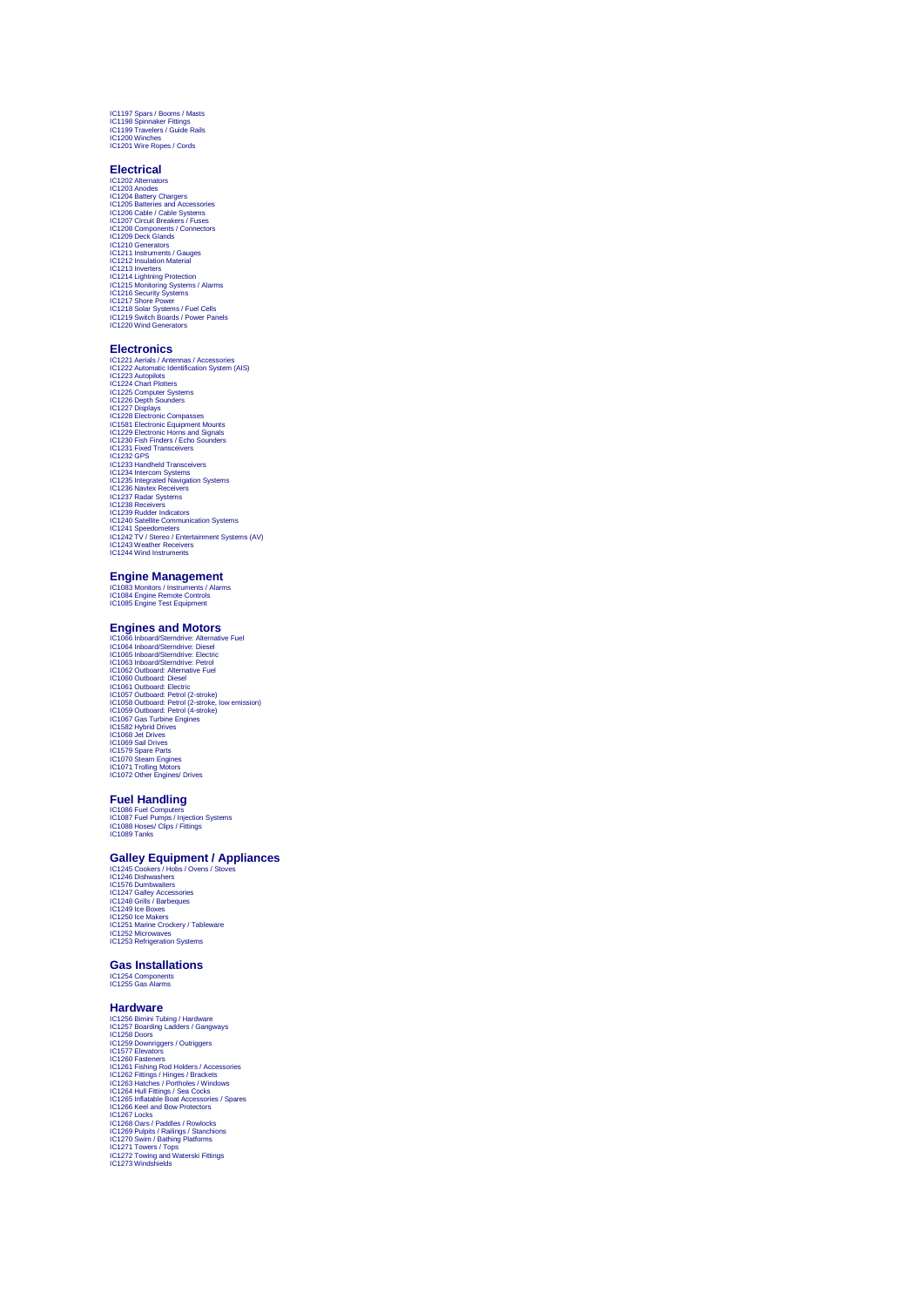IC1197 Spars / Booms / Masts
IC1198 Spinnaker Fittings
IC1199 Travelers / Guide Rails
IC1200 Winches
IC1201 Wire Ropes / Cords

## Electrical

IC1202 Alternators
IC1203 Anodes
IC1204 Battery Chargers
IC1205 Batteries and Accessories
IC1206 Cable / Cable Systems
IC1207 Circuit Breakers / Fuses
IC1208 Components / Connectors
IC1209 Deck Glands
IC1210 Generators
IC1211 Instruments / Gauges
IC1212 Insulation Material
IC1213 Inverters
IC1214 Lightning Protection
IC1215 Monitoring Systems / Alarms
IC1216 Security Systems
IC1217 Shore Power
IC1218 Solar Systems / Fuel Cells
IC1219 Switch Boards / Power Panels
IC1220 Wind Generators

## Electronics

IC1221 Aerials / Antennas / Accessories
IC1222 Automatic Identification System (AIS)
IC1223 Autopilots
IC1224 Chart Plotters
IC1225 Computer Systems
IC1226 Depth Sounders
IC1227 Displays
IC1228 Electronic Compasses
IC1581 Electronic Equipment Mounts
IC1229 Electronic Horns and Signals
IC1230 Fish Finders / Echo Sounders
IC1231 Fixed Transceivers
IC1232 GPS
IC1233 Handheld Transceivers
IC1234 Intercom Systems
IC1235 Integrated Navigation Systems
IC1236 Navtex Receivers
IC1237 Radar Systems
IC1238 Receivers
IC1239 Rudder Indicators
IC1240 Satellite Communication Systems
IC1241 Speedometers
IC1242 TV / Stereo / Entertainment Systems (AV)
IC1243 Weather Receivers
IC1244 Wind Instruments

## Engine Management

IC1083 Monitors / Instruments / Alarms
IC1084 Engine Remote Controls
IC1085 Engine Test Equipment

## Engines and Motors

IC1066 Inboard/Sterndrive: Alternative Fuel
IC1064 Inboard/Sterndrive: Diesel
IC1065 Inboard/Sterndrive: Electric
IC1063 Inboard/Sterndrive: Petrol
IC1062 Outboard: Alternative Fuel
IC1060 Outboard: Diesel
IC1061 Outboard: Electric
IC1057 Outboard: Petrol (2-stroke)
IC1058 Outboard: Petrol (2-stroke, low emission)
IC1059 Outboard: Petrol (4-stroke)
IC1067 Gas Turbine Engines
IC1582 Hybrid Drives
IC1068 Jet Drives
IC1069 Sail Drives
IC1579 Spare Parts
IC1070 Steam Engines
IC1071 Trolling Motors
IC1072 Other Engines/ Drives

## Fuel Handling

IC1086 Fuel Computers
IC1087 Fuel Pumps / Injection Systems
IC1088 Hoses/ Clips / Fittings
IC1089 Tanks

## Galley Equipment / Appliances

IC1245 Cookers / Hobs / Ovens / Stoves
IC1246 Dishwashers
IC1576 Dumbwaiters
IC1247 Galley Accessories
IC1248 Grills / Barbeques
IC1249 Ice Boxes
IC1250 Ice Makers
IC1251 Marine Crockery / Tableware
IC1252 Microwaves
IC1253 Refrigeration Systems

## Gas Installations

IC1254 Components
IC1255 Gas Alarms

## Hardware

IC1256 Bimini Tubing / Hardware
IC1257 Boarding Ladders / Gangways
IC1258 Doors
IC1259 Downriggers / Outriggers
IC1577 Elevators
IC1260 Fasteners
IC1261 Fishing Rod Holders / Accessories
IC1262 Fittings / Hinges / Brackets
IC1263 Hatches / Portholes / Windows
IC1264 Hull Fittings / Sea Cocks
IC1265 Inflatable Boat Accessories / Spares
IC1266 Keel and Bow Protectors
IC1267 Locks
IC1268 Oars / Paddles / Rowlocks
IC1269 Pulpits / Railings / Stanchions
IC1270 Swim / Bathing Platforms
IC1271 Towers / Tops
IC1272 Towing and Waterski Fittings
IC1273 Windshields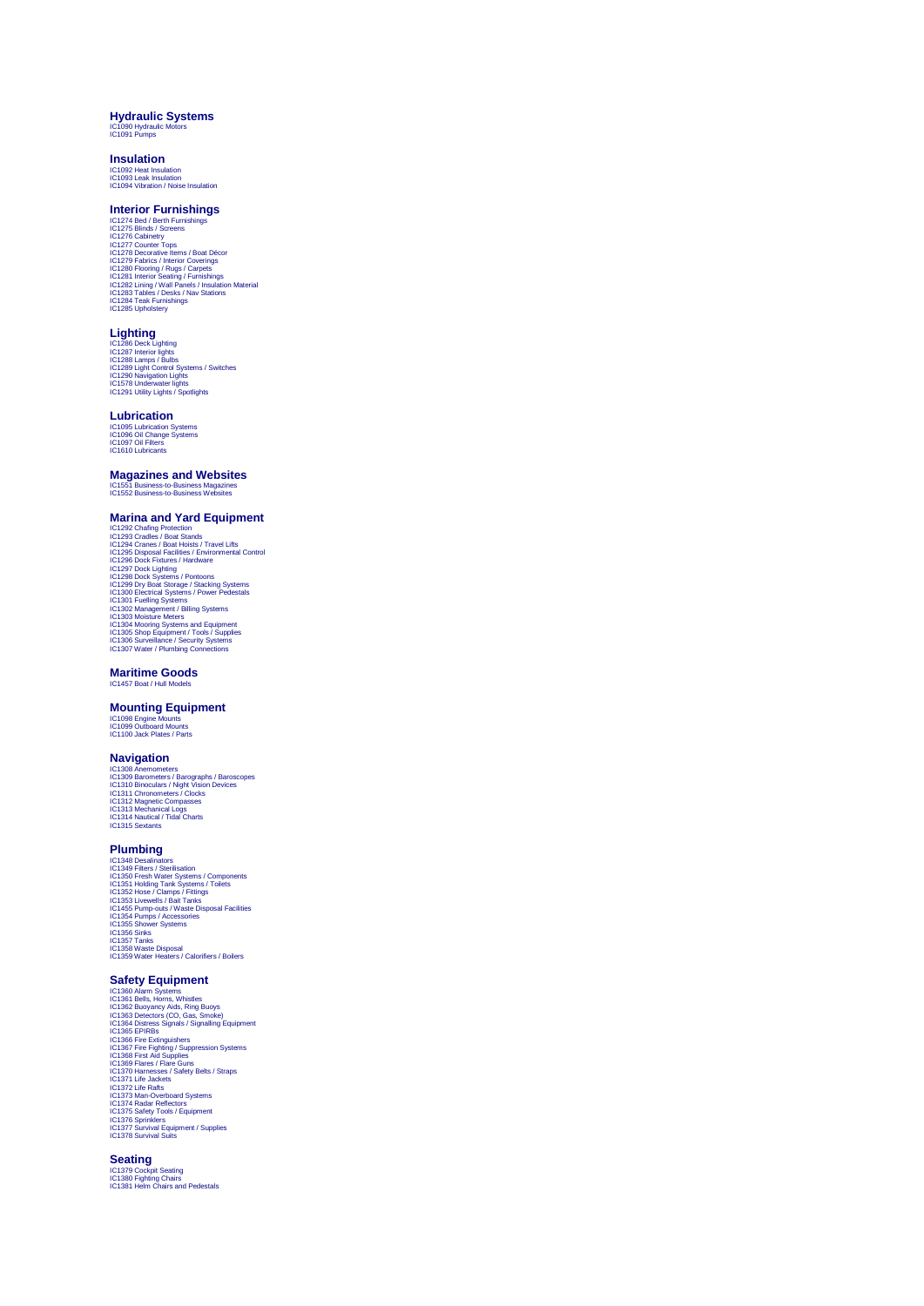## Hydraulic Systems

IC1090 Hydraulic Motors
IC1091 Pumps

## Insulation

IC1092 Heat Insulation
IC1093 Leak Insulation
IC1094 Vibration / Noise Insulation

## Interior Furnishings

IC1274 Bed / Berth Furnishings
IC1275 Blinds / Screens
IC1276 Cabinetry
IC1277 Counter Tops
IC1278 Decorative Items / Boat Décor
IC1279 Fabrics / Interior Coverings
IC1280 Flooring / Rugs / Carpets
IC1281 Interior Seating / Furnishings
IC1282 Lining / Wall Panels / Insulation Material
IC1283 Tables / Desks / Nav Stations
IC1284 Teak Furnishings
IC1285 Upholstery

## Lighting

IC1286 Deck Lighting
IC1287 Interior lights
IC1288 Lamps / Bulbs
IC1289 Light Control Systems / Switches
IC1290 Navigation Lights
IC1578 Underwater lights
IC1291 Utility Lights / Spotlights

## Lubrication

IC1095 Lubrication Systems
IC1096 Oil Change Systems
IC1097 Oil Filters
IC1610 Lubricants

## Magazines and Websites

IC1551 Business-to-Business Magazines
IC1552 Business-to-Business Websites

## Marina and Yard Equipment

IC1292 Chafing Protection
IC1293 Cradles / Boat Stands
IC1294 Cranes / Boat Hoists / Travel Lifts
IC1295 Disposal Facilities / Environmental Control
IC1296 Dock Fixtures / Hardware
IC1297 Dock Lighting
IC1298 Dock Systems / Pontoons
IC1299 Dry Boat Storage / Stacking Systems
IC1300 Electrical Systems / Power Pedestals
IC1301 Fuelling Systems
IC1302 Management / Billing Systems
IC1303 Moisture Meters
IC1304 Mooring Systems and Equipment
IC1305 Shop Equipment / Tools / Supplies
IC1306 Surveillance / Security Systems
IC1307 Water / Plumbing Connections

## Maritime Goods

IC1457 Boat / Hull Models

## Mounting Equipment

IC1098 Engine Mounts
IC1099 Outboard Mounts
IC1100 Jack Plates / Parts

## Navigation

IC1308 Anemometers
IC1309 Barometers / Barographs / Baroscopes
IC1310 Binoculars / Night Vision Devices
IC1311 Chronometers / Clocks
IC1312 Magnetic Compasses
IC1313 Mechanical Logs
IC1314 Nautical / Tidal Charts
IC1315 Sextants

## Plumbing

IC1348 Desalinators
IC1349 Filters / Sterilisation
IC1350 Fresh Water Systems / Components
IC1351 Holding Tank Systems / Toilets
IC1352 Hose / Clamps / Fittings
IC1353 Livewells / Bait Tanks
IC1455 Pump-outs / Waste Disposal Facilities
IC1354 Pumps / Accessories
IC1355 Shower Systems
IC1356 Sinks
IC1357 Tanks
IC1358 Waste Disposal
IC1359 Water Heaters / Calorifiers / Boilers

## Safety Equipment

IC1360 Alarm Systems
IC1361 Bells, Horns, Whistles
IC1362 Buoyancy Aids, Ring Buoys
IC1363 Detectors (CO, Gas, Smoke)
IC1364 Distress Signals / Signalling Equipment
IC1365 EPIRBs
IC1366 Fire Extinguishers
IC1367 Fire Fighting / Suppression Systems
IC1368 First Aid Supplies
IC1369 Flares / Flare Guns
IC1370 Harnesses / Safety Belts / Straps
IC1371 Life Jackets
IC1372 Life Rafts
IC1373 Man-Overboard Systems
IC1374 Radar Reflectors
IC1375 Safety Tools / Equipment
IC1376 Sprinklers
IC1377 Survival Equipment / Supplies
IC1378 Survival Suits

## Seating

IC1379 Cockpit Seating
IC1380 Fighting Chairs
IC1381 Helm Chairs and Pedestals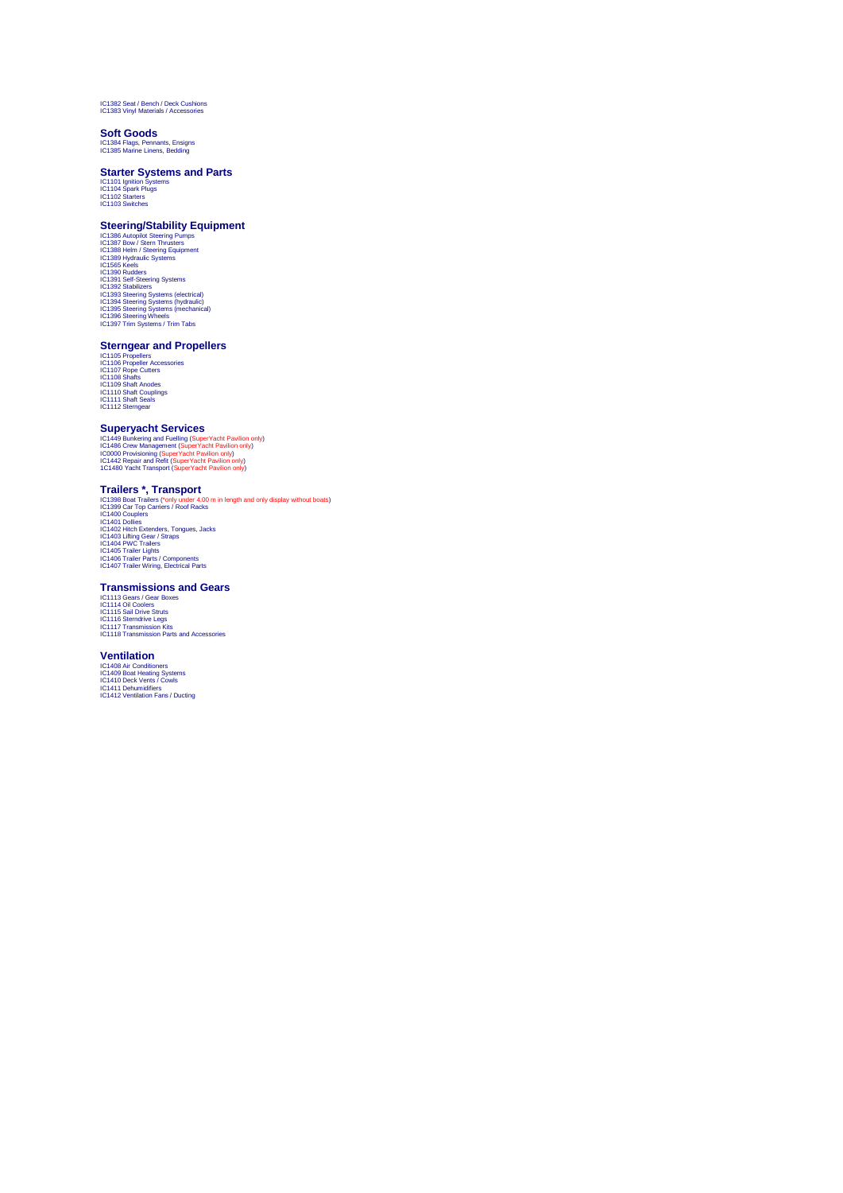IC1382 Seat / Bench / Deck Cushions
IC1383 Vinyl Materials / Accessories

## Soft Goods

IC1384 Flags, Pennants, Ensigns
IC1385 Marine Linens, Bedding

## Starter Systems and Parts

IC1101 Ignition Systems
IC1104 Spark Plugs
IC1102 Starters
IC1103 Switches

## Steering/Stability Equipment

IC1386 Autopilot Steering Pumps
IC1387 Bow / Stern Thrusters
IC1388 Helm / Steering Equipment
IC1389 Hydraulic Systems
IC1565 Keels
IC1390 Rudders
IC1391 Self-Steering Systems
IC1392 Stabilizers
IC1393 Steering Systems (electrical)
IC1394 Steering Systems (hydraulic)
IC1395 Steering Systems (mechanical)
IC1396 Steering Wheels
IC1397 Trim Systems / Trim Tabs

## Sterngear and Propellers

IC1105 Propellers
IC1106 Propeller Accessories
IC1107 Rope Cutters
IC1108 Shafts
IC1109 Shaft Anodes
IC1110 Shaft Couplings
IC1111 Shaft Seals
IC1112 Sterngear

## Superyacht Services

IC1449 Bunkering and Fuelling (SuperYacht Pavilion only)
IC1486 Crew Management (SuperYacht Pavilion only)
IC0000 Provisioning (SuperYacht Pavilion only)
IC1442 Repair and Refit (SuperYacht Pavilion only)
1C1480 Yacht Transport (SuperYacht Pavilion only)

## Trailers *, Transport

IC1398 Boat Trailers (*only under 4.00 m in length and only display without boats)
IC1399 Car Top Carriers / Roof Racks
IC1400 Couplers
IC1401 Dollies
IC1402 Hitch Extenders, Tongues, Jacks
IC1403 Lifting Gear / Straps
IC1404 PWC Trailers
IC1405 Trailer Lights
IC1406 Trailer Parts / Components
IC1407 Trailer Wiring, Electrical Parts

## Transmissions and Gears

IC1113 Gears / Gear Boxes
IC1114 Oil Coolers
IC1115 Sail Drive Struts
IC1116 Sterndrive Legs
IC1117 Transmission Kits
IC1118 Transmission Parts and Accessories

## Ventilation

IC1408 Air Conditioners
IC1409 Boat Heating Systems
IC1410 Deck Vents / Cowls
IC1411 Dehumidifiers
IC1412 Ventilation Fans / Ducting